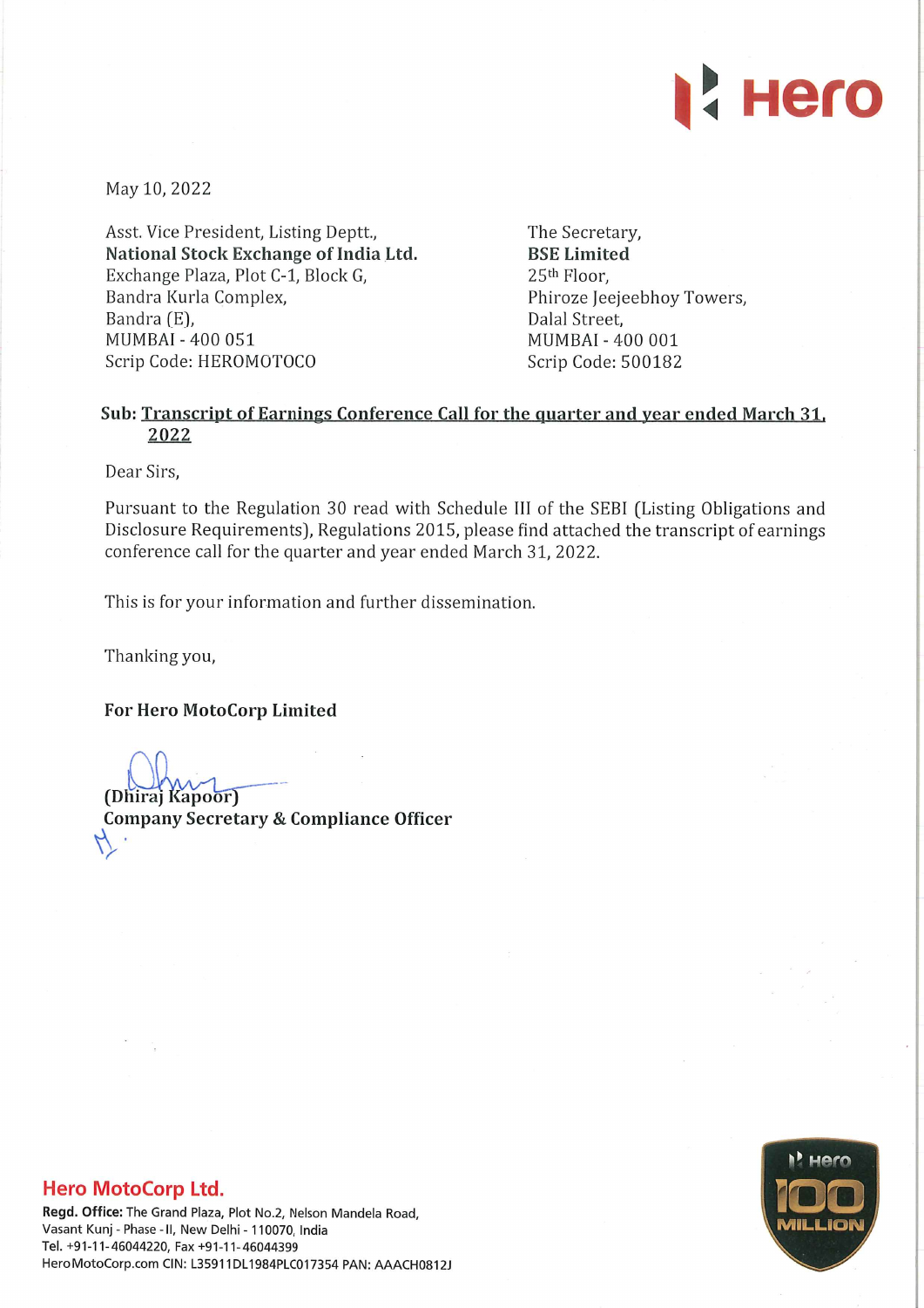Hero

May 10, 2022

Asst. Vice President, Listing Deptt.,
**National Stock Exchange of India Ltd.**
Exchange Plaza, Plot C-1, Block G,
Bandra Kurla Complex,
Bandra (E),
MUMBAI - 400 051
Scrip Code: HEROMOTOCO

The Secretary,
**BSE Limited**
25th Floor,
Phiroze Jeejeebhoy Towers,
Dalal Street,
MUMBAI - 400 001
Scrip Code: 500182

**Sub: Transcript of Earnings Conference Call for the quarter and year ended March 31, 2022**

Dear Sirs,

Pursuant to the Regulation 30 read with Schedule III of the SEBI (Listing Obligations and Disclosure Requirements), Regulations 2015, please find attached the transcript of earnings conference call for the quarter and year ended March 31, 2022.

This is for your information and further dissemination.

Thanking you,

**For Hero MotoCorp Limited**

**(Dhiraj Kapoor)**
**Company Secretary & Compliance Officer**

**Hero MotoCorp Ltd.**
**Regd. Office:** The Grand Plaza, Plot No.2, Nelson Mandela Road, Vasant Kunj - Phase -II, New Delhi - 110070, India
Tel. +91-11-46044220, Fax +91-11-46044399
HeroMotoCorp.com CIN: L35911DL1984PLC017354 PAN: AAACH0812J

Hero 100 MILLION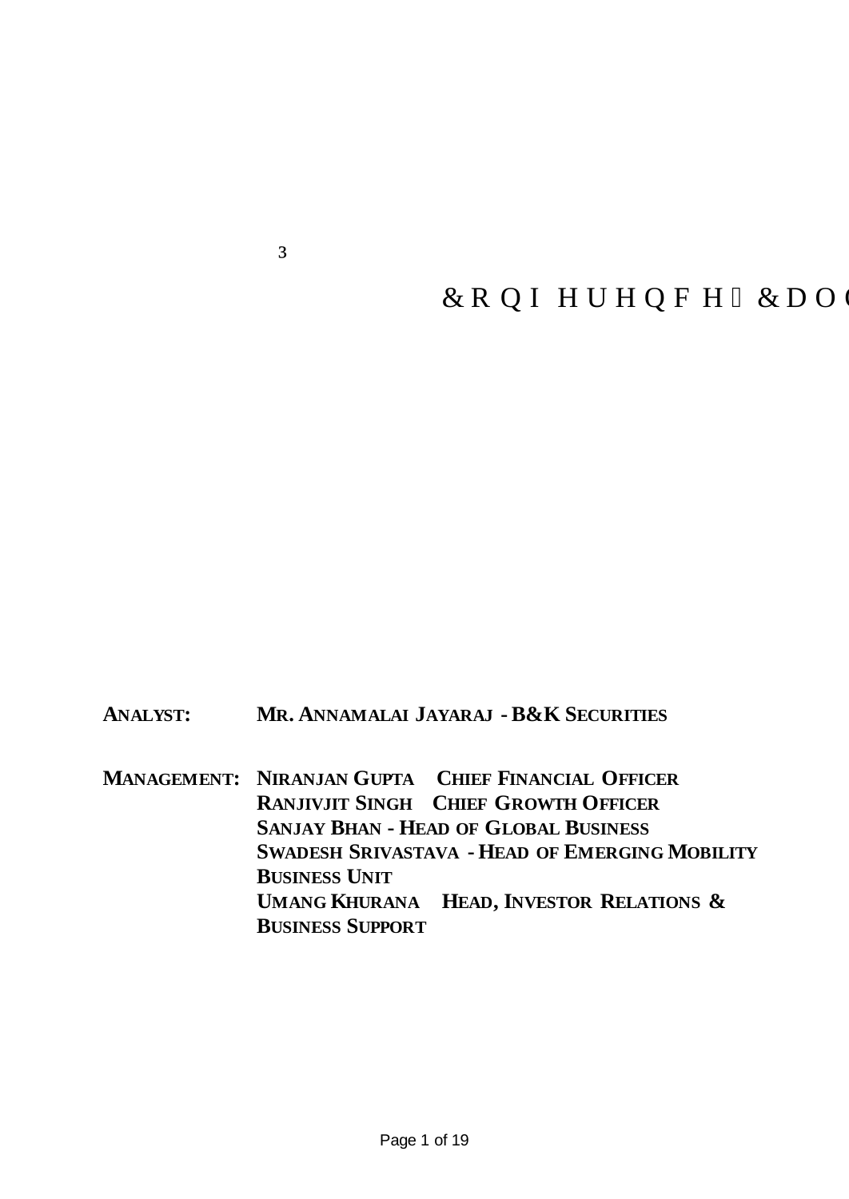# Conference Call

**ANALYST:** **MR. ANNAMALAI JAYARAJ - B&K SECURITIES**

**MANAGEMENT:**
**NIRANJAN GUPTA CHIEF FINANCIAL OFFICER**
**RANJIVJIT SINGH CHIEF GROWTH OFFICER**
**SANJAY BHAN - HEAD OF GLOBAL BUSINESS**
**SWADESH SRIVASTAVA - HEAD OF EMERGING MOBILITY BUSINESS UNIT**
**UMANG KHURANA HEAD, INVESTOR RELATIONS & BUSINESS SUPPORT**